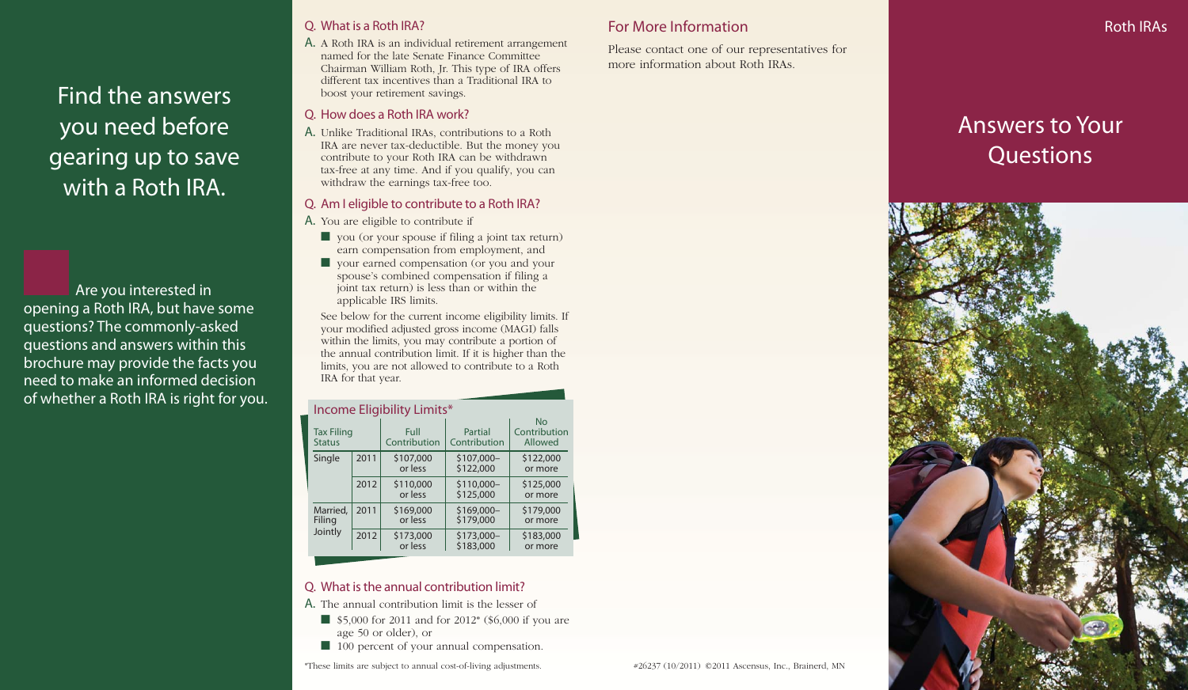# Roth IRAs

## Answers to Your Questions

Find the answers you need before gearing up to save with a Roth IRA.

Are you interested in opening a Roth IRA, but have some questions? The commonly-asked questions and answers within this brochure may provide the facts you need to make an informed decision of whether a Roth IRA is right for you.

### Q. What is a Roth IRA?

A. A Roth IRA is an individual retirement arrangement named for the late Senate Finance Committee Chairman William Roth, Jr. This type of IRA offers different tax incentives than a Traditional IRA to boost your retirement savings.

### Q. How does a Roth IRA work?

A. Unlike Traditional IRAs, contributions to a Roth IRA are never tax-deductible. But the money you contribute to your Roth IRA can be withdrawn tax-free at any time. And if you qualify, you can withdraw the earnings tax-free too.

### Q. Am I eligible to contribute to a Roth IRA?

A. You are eligible to contribute if

- you (or your spouse if filing a joint tax return) earn compensation from employment, and
- your earned compensation (or you and your spouse's combined compensation if filing a joint tax return) is less than or within the applicable IRS limits.

See below for the current income eligibility limits. If your modified adjusted gross income (MAGI) falls within the limits, you may contribute a portion of the annual contribution limit. If it is higher than the limits, you are not allowed to contribute to a Roth IRA for that year.

**Income Eligibility Limits***

| Tax Filing Status | | Full Contribution | Partial Contribution | No Contribution Allowed |
|---|---|---|---|---|
| Single | 2011 | $107,000 or less | $107,000–$122,000 | $122,000 or more |
| | 2012 | $110,000 or less | $110,000–$125,000 | $125,000 or more |
| Married, Filing Jointly | 2011 | $169,000 or less | $169,000–$179,000 | $179,000 or more |
| | 2012 | $173,000 or less | $173,000–$183,000 | $183,000 or more |

### Q. What is the annual contribution limit?

A. The annual contribution limit is the lesser of

- $5,000 for 2011 and for 2012* ($6,000 if you are age 50 or older), or
- 100 percent of your annual compensation.

*These limits are subject to annual cost-of-living adjustments.

### For More Information

Please contact one of our representatives for more information about Roth IRAs.

#26237 (10/2011) ©2011 Ascensus, Inc., Brainerd, MN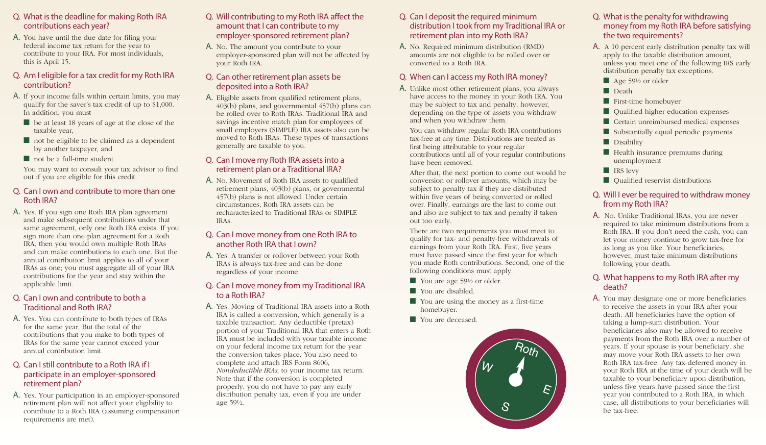**Q. What is the deadline for making Roth IRA contributions each year?**

A. You have until the due date for filing your federal income tax return for the year to contribute to your IRA. For most individuals, this is April 15.

**Q. Am I eligible for a tax credit for my Roth IRA contribution?**

A. If your income falls within certain limits, you may qualify for the saver's tax credit of up to $1,000. In addition, you must

- be at least 18 years of age at the close of the taxable year,
- not be eligible to be claimed as a dependent by another taxpayer, and
- not be a full-time student.

You may want to consult your tax advisor to find out if you are eligible for this credit.

**Q. Can I own and contribute to more than one Roth IRA?**

A. Yes. If you sign one Roth IRA plan agreement and make subsequent contributions under that same agreement, only one Roth IRA exists. If you sign more than one plan agreement for a Roth IRA, then you would own multiple Roth IRAs and can make contributions to each one. But the annual contribution limit applies to all of your IRAs as one; you must aggregate all of your IRA contributions for the year and stay within the applicable limit.

**Q. Can I own and contribute to both a Traditional and Roth IRA?**

A. Yes. You can contribute to both types of IRAs for the same year. But the total of the contributions that you make to both types of IRAs for the same year cannot exceed your annual contribution limit.

**Q. Can I still contribute to a Roth IRA if I participate in an employer-sponsored retirement plan?**

A. Yes. Your participation in an employer-sponsored retirement plan will not affect your eligibility to contribute to a Roth IRA (assuming compensation requirements are met).

**Q. Will contributing to my Roth IRA affect the amount that I can contribute to my employer-sponsored retirement plan?**

A. No. The amount you contribute to your employer-sponsored plan will not be affected by your Roth IRA.

**Q. Can other retirement plan assets be deposited into a Roth IRA?**

A. Eligible assets from qualified retirement plans, 403(b) plans, and governmental 457(b) plans can be rolled over to Roth IRAs. Traditional IRA and savings incentive match plan for employees of small employers (SIMPLE) IRA assets also can be moved to Roth IRAs. These types of transactions generally are taxable to you.

**Q. Can I move my Roth IRA assets into a retirement plan or a Traditional IRA?**

A. No. Movement of Roth IRA assets to qualified retirement plans, 403(b) plans, or governmental 457(b) plans is not allowed. Under certain circumstances, Roth IRA assets can be recharacterized to Traditional IRAs or SIMPLE IRAs.

**Q. Can I move money from one Roth IRA to another Roth IRA that I own?**

A. Yes. A transfer or rollover between your Roth IRAs is always tax-free and can be done regardless of your income.

**Q. Can I move money from my Traditional IRA to a Roth IRA?**

A. Yes. Moving of Traditional IRA assets into a Roth IRA is called a conversion, which generally is a taxable transaction. Any deductible (pretax) portion of your Traditional IRA that enters a Roth IRA must be included with your taxable income on your federal income tax return for the year the conversion takes place. You also need to complete and attach IRS Form 8606, *Nondeductible IRAs*, to your income tax return. Note that if the conversion is completed properly, you do not have to pay any early distribution penalty tax, even if you are under age 59½.

**Q. Can I deposit the required minimum distribution I took from my Traditional IRA or retirement plan into my Roth IRA?**

A. No. Required minimum distribution (RMD) amounts are not eligible to be rolled over or converted to a Roth IRA.

**Q. When can I access my Roth IRA money?**

A. Unlike most other retirement plans, you always have access to the money in your Roth IRA. You may be subject to tax and penalty, however, depending on the type of assets you withdraw and when you withdraw them.

You can withdraw regular Roth IRA contributions tax-free at any time. Distributions are treated as first being attributable to your regular contributions until all of your regular contributions have been removed.

After that, the next portion to come out would be conversion or rollover amounts, which may be subject to penalty tax if they are distributed within five years of being converted or rolled over. Finally, earnings are the last to come out and also are subject to tax and penalty if taken out too early.

There are two requirements you must meet to qualify for tax- and penalty-free withdrawals of earnings from your Roth IRA. First, five years must have passed since the first year for which you made Roth contributions. Second, one of the following conditions must apply.

- You are age 59½ or older.
- You are disabled.
- You are using the money as a first-time homebuyer.
- You are deceased.

**Q. What is the penalty for withdrawing money from my Roth IRA before satisfying the two requirements?**

A. A 10 percent early distribution penalty tax will apply to the taxable distribution amount, unless you meet one of the following IRS early distribution penalty tax exceptions.

- Age 59½ or older
- Death
- First-time homebuyer
- Qualified higher education expenses
- Certain unreimbursed medical expenses
- Substantially equal periodic payments
- Disability
- Health insurance premiums during unemployment
- IRS levy
- Qualified reservist distributions

**Q. Will I ever be required to withdraw money from my Roth IRA?**

A. No. Unlike Traditional IRAs, you are never required to take minimum distributions from a Roth IRA. If you don't need the cash, you can let your money continue to grow tax-free for as long as you like. Your beneficiaries, however, must take minimum distributions following your death.

**Q. What happens to my Roth IRA after my death?**

A. You may designate one or more beneficiaries to receive the assets in your IRA after your death. All beneficiaries have the option of taking a lump-sum distribution. Your beneficiaries also may be allowed to receive payments from the Roth IRA over a number of years. If your spouse is your beneficiary, she may move your Roth IRA assets to her own Roth IRA tax-free. Any tax-deferred money in your Roth IRA at the time of your death will be taxable to your beneficiary upon distribution, unless five years have passed since the first year you contributed to a Roth IRA, in which case, all distributions to your beneficiaries will be tax-free.